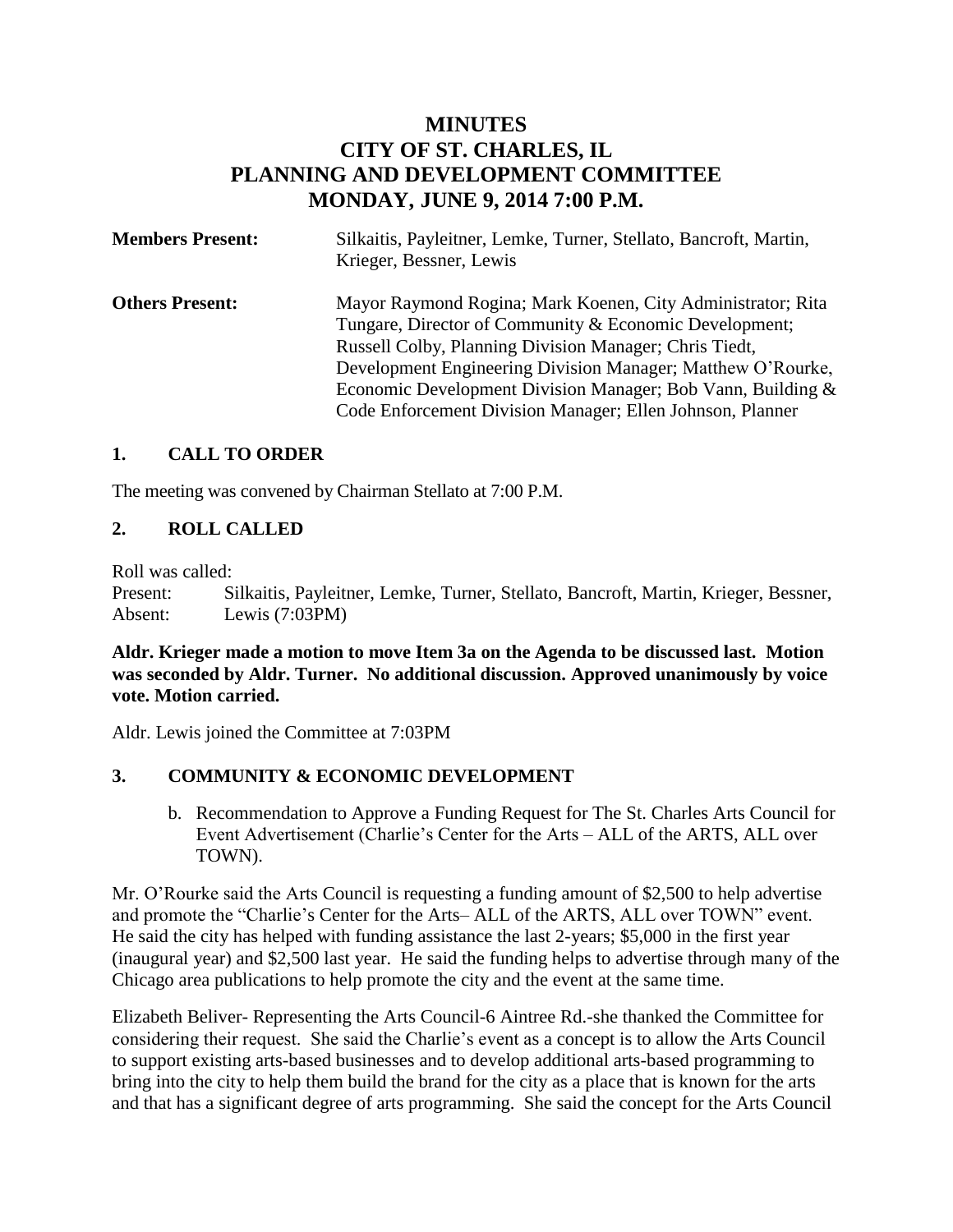# MINUTES
# CITY OF ST. CHARLES, IL
# PLANNING AND DEVELOPMENT COMMITTEE
# MONDAY, JUNE 9, 2014 7:00 P.M.

**Members Present:** Silkaitis, Payleitner, Lemke, Turner, Stellato, Bancroft, Martin, Krieger, Bessner, Lewis

**Others Present:** Mayor Raymond Rogina; Mark Koenen, City Administrator; Rita Tungare, Director of Community & Economic Development; Russell Colby, Planning Division Manager; Chris Tiedt, Development Engineering Division Manager; Matthew O'Rourke, Economic Development Division Manager; Bob Vann, Building & Code Enforcement Division Manager; Ellen Johnson, Planner

## 1. CALL TO ORDER

The meeting was convened by Chairman Stellato at 7:00 P.M.

## 2. ROLL CALLED

Roll was called:
Present: Silkaitis, Payleitner, Lemke, Turner, Stellato, Bancroft, Martin, Krieger, Bessner,
Absent: Lewis (7:03PM)

**Aldr. Krieger made a motion to move Item 3a on the Agenda to be discussed last. Motion was seconded by Aldr. Turner. No additional discussion. Approved unanimously by voice vote. Motion carried.**

Aldr. Lewis joined the Committee at 7:03PM

## 3. COMMUNITY & ECONOMIC DEVELOPMENT

b. Recommendation to Approve a Funding Request for The St. Charles Arts Council for Event Advertisement (Charlie's Center for the Arts – ALL of the ARTS, ALL over TOWN).

Mr. O'Rourke said the Arts Council is requesting a funding amount of $2,500 to help advertise and promote the "Charlie's Center for the Arts– ALL of the ARTS, ALL over TOWN" event. He said the city has helped with funding assistance the last 2-years; $5,000 in the first year (inaugural year) and $2,500 last year. He said the funding helps to advertise through many of the Chicago area publications to help promote the city and the event at the same time.

Elizabeth Beliver- Representing the Arts Council-6 Aintree Rd.-she thanked the Committee for considering their request. She said the Charlie's event as a concept is to allow the Arts Council to support existing arts-based businesses and to develop additional arts-based programming to bring into the city to help them build the brand for the city as a place that is known for the arts and that has a significant degree of arts programming. She said the concept for the Arts Council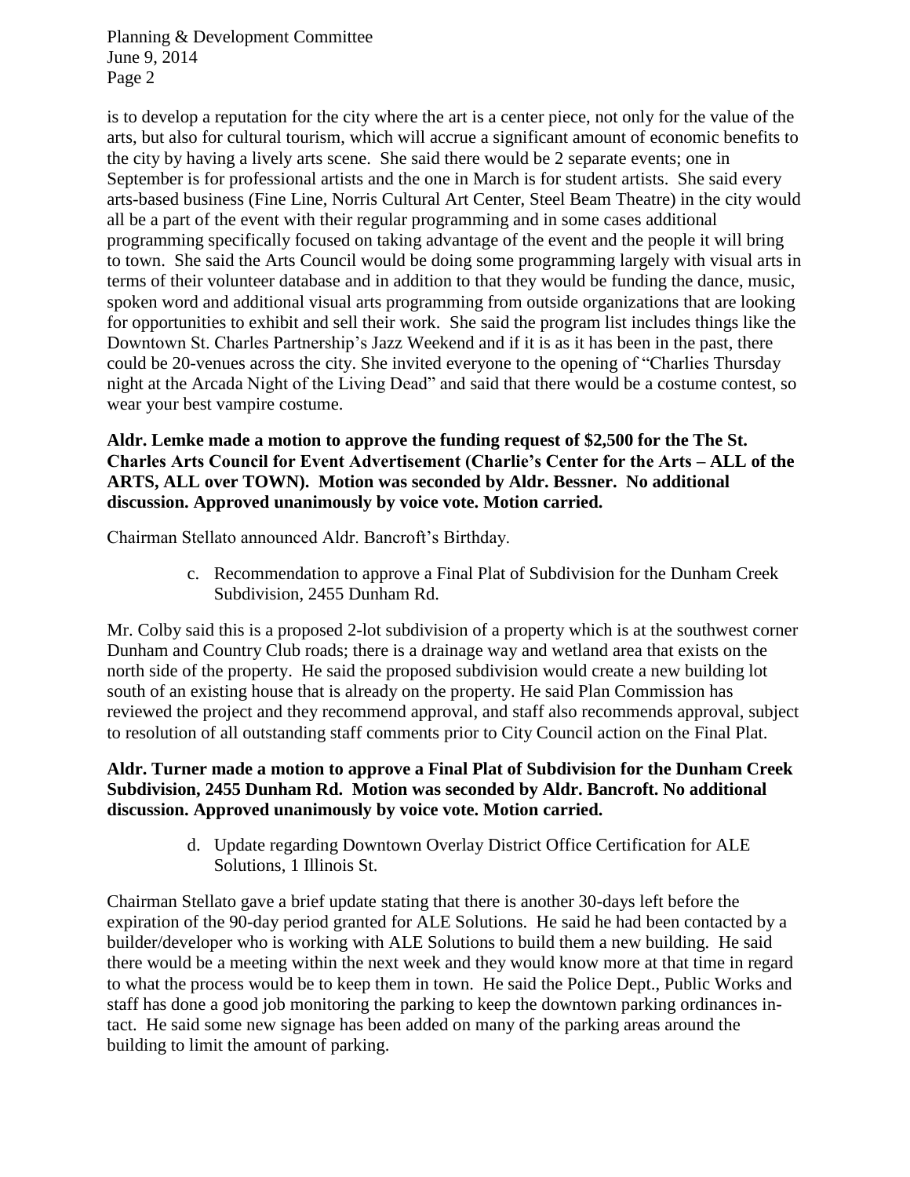is to develop a reputation for the city where the art is a center piece, not only for the value of the arts, but also for cultural tourism, which will accrue a significant amount of economic benefits to the city by having a lively arts scene. She said there would be 2 separate events; one in September is for professional artists and the one in March is for student artists. She said every arts-based business (Fine Line, Norris Cultural Art Center, Steel Beam Theatre) in the city would all be a part of the event with their regular programming and in some cases additional programming specifically focused on taking advantage of the event and the people it will bring to town. She said the Arts Council would be doing some programming largely with visual arts in terms of their volunteer database and in addition to that they would be funding the dance, music, spoken word and additional visual arts programming from outside organizations that are looking for opportunities to exhibit and sell their work. She said the program list includes things like the Downtown St. Charles Partnership's Jazz Weekend and if it is as it has been in the past, there could be 20-venues across the city. She invited everyone to the opening of "Charlies Thursday night at the Arcada Night of the Living Dead" and said that there would be a costume contest, so wear your best vampire costume.

**Aldr. Lemke made a motion to approve the funding request of $2,500 for the The St. Charles Arts Council for Event Advertisement (Charlie's Center for the Arts – ALL of the ARTS, ALL over TOWN). Motion was seconded by Aldr. Bessner. No additional discussion. Approved unanimously by voice vote. Motion carried.**

Chairman Stellato announced Aldr. Bancroft's Birthday.

c. Recommendation to approve a Final Plat of Subdivision for the Dunham Creek Subdivision, 2455 Dunham Rd.

Mr. Colby said this is a proposed 2-lot subdivision of a property which is at the southwest corner Dunham and Country Club roads; there is a drainage way and wetland area that exists on the north side of the property. He said the proposed subdivision would create a new building lot south of an existing house that is already on the property. He said Plan Commission has reviewed the project and they recommend approval, and staff also recommends approval, subject to resolution of all outstanding staff comments prior to City Council action on the Final Plat.

**Aldr. Turner made a motion to approve a Final Plat of Subdivision for the Dunham Creek Subdivision, 2455 Dunham Rd. Motion was seconded by Aldr. Bancroft. No additional discussion. Approved unanimously by voice vote. Motion carried.**

d. Update regarding Downtown Overlay District Office Certification for ALE Solutions, 1 Illinois St.

Chairman Stellato gave a brief update stating that there is another 30-days left before the expiration of the 90-day period granted for ALE Solutions. He said he had been contacted by a builder/developer who is working with ALE Solutions to build them a new building. He said there would be a meeting within the next week and they would know more at that time in regard to what the process would be to keep them in town. He said the Police Dept., Public Works and staff has done a good job monitoring the parking to keep the downtown parking ordinances in-tact. He said some new signage has been added on many of the parking areas around the building to limit the amount of parking.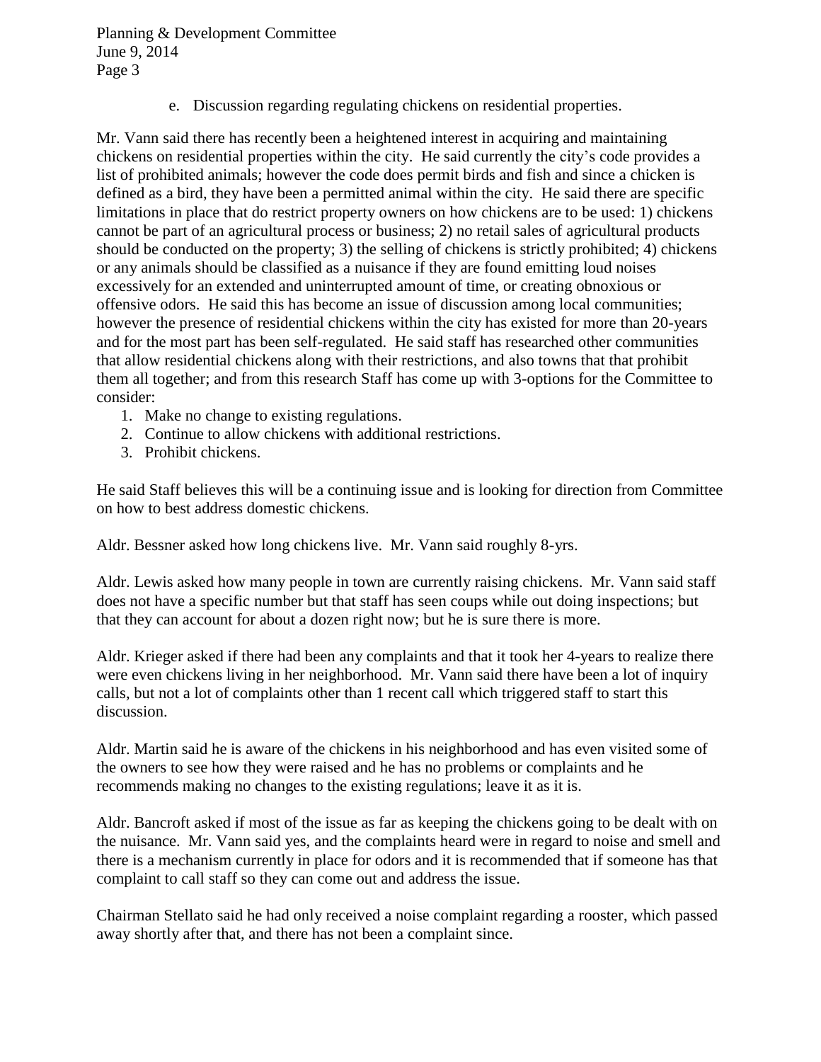e. Discussion regarding regulating chickens on residential properties.

Mr. Vann said there has recently been a heightened interest in acquiring and maintaining chickens on residential properties within the city. He said currently the city's code provides a list of prohibited animals; however the code does permit birds and fish and since a chicken is defined as a bird, they have been a permitted animal within the city. He said there are specific limitations in place that do restrict property owners on how chickens are to be used: 1) chickens cannot be part of an agricultural process or business; 2) no retail sales of agricultural products should be conducted on the property; 3) the selling of chickens is strictly prohibited; 4) chickens or any animals should be classified as a nuisance if they are found emitting loud noises excessively for an extended and uninterrupted amount of time, or creating obnoxious or offensive odors. He said this has become an issue of discussion among local communities; however the presence of residential chickens within the city has existed for more than 20-years and for the most part has been self-regulated. He said staff has researched other communities that allow residential chickens along with their restrictions, and also towns that that prohibit them all together; and from this research Staff has come up with 3-options for the Committee to consider:

1. Make no change to existing regulations.
2. Continue to allow chickens with additional restrictions.
3. Prohibit chickens.

He said Staff believes this will be a continuing issue and is looking for direction from Committee on how to best address domestic chickens.

Aldr. Bessner asked how long chickens live. Mr. Vann said roughly 8-yrs.

Aldr. Lewis asked how many people in town are currently raising chickens. Mr. Vann said staff does not have a specific number but that staff has seen coups while out doing inspections; but that they can account for about a dozen right now; but he is sure there is more.

Aldr. Krieger asked if there had been any complaints and that it took her 4-years to realize there were even chickens living in her neighborhood. Mr. Vann said there have been a lot of inquiry calls, but not a lot of complaints other than 1 recent call which triggered staff to start this discussion.

Aldr. Martin said he is aware of the chickens in his neighborhood and has even visited some of the owners to see how they were raised and he has no problems or complaints and he recommends making no changes to the existing regulations; leave it as it is.

Aldr. Bancroft asked if most of the issue as far as keeping the chickens going to be dealt with on the nuisance. Mr. Vann said yes, and the complaints heard were in regard to noise and smell and there is a mechanism currently in place for odors and it is recommended that if someone has that complaint to call staff so they can come out and address the issue.

Chairman Stellato said he had only received a noise complaint regarding a rooster, which passed away shortly after that, and there has not been a complaint since.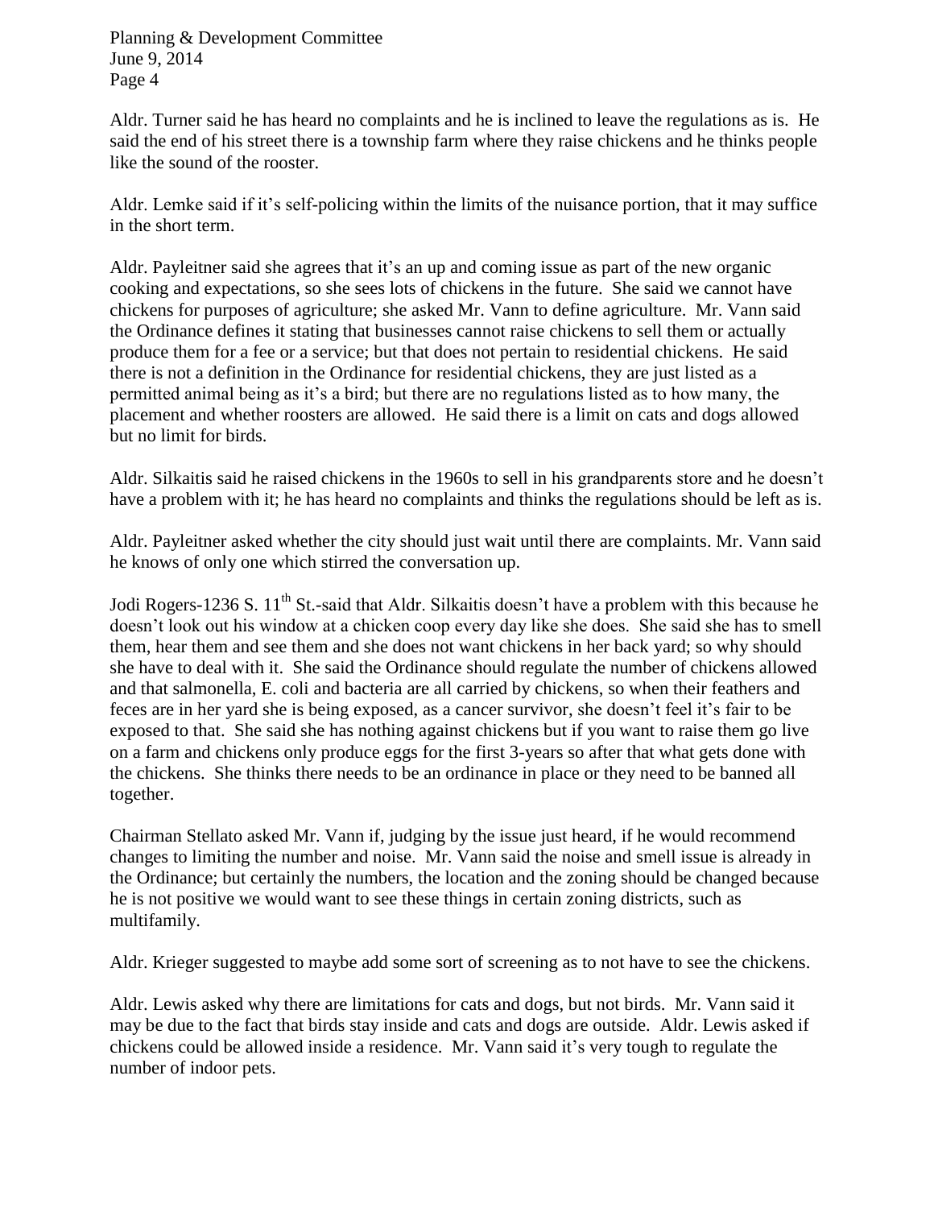Aldr. Turner said he has heard no complaints and he is inclined to leave the regulations as is. He said the end of his street there is a township farm where they raise chickens and he thinks people like the sound of the rooster.

Aldr. Lemke said if it's self-policing within the limits of the nuisance portion, that it may suffice in the short term.

Aldr. Payleitner said she agrees that it's an up and coming issue as part of the new organic cooking and expectations, so she sees lots of chickens in the future. She said we cannot have chickens for purposes of agriculture; she asked Mr. Vann to define agriculture. Mr. Vann said the Ordinance defines it stating that businesses cannot raise chickens to sell them or actually produce them for a fee or a service; but that does not pertain to residential chickens. He said there is not a definition in the Ordinance for residential chickens, they are just listed as a permitted animal being as it's a bird; but there are no regulations listed as to how many, the placement and whether roosters are allowed. He said there is a limit on cats and dogs allowed but no limit for birds.

Aldr. Silkaitis said he raised chickens in the 1960s to sell in his grandparents store and he doesn't have a problem with it; he has heard no complaints and thinks the regulations should be left as is.

Aldr. Payleitner asked whether the city should just wait until there are complaints. Mr. Vann said he knows of only one which stirred the conversation up.

Jodi Rogers-1236 S. 11th St.-said that Aldr. Silkaitis doesn't have a problem with this because he doesn't look out his window at a chicken coop every day like she does. She said she has to smell them, hear them and see them and she does not want chickens in her back yard; so why should she have to deal with it. She said the Ordinance should regulate the number of chickens allowed and that salmonella, E. coli and bacteria are all carried by chickens, so when their feathers and feces are in her yard she is being exposed, as a cancer survivor, she doesn't feel it's fair to be exposed to that. She said she has nothing against chickens but if you want to raise them go live on a farm and chickens only produce eggs for the first 3-years so after that what gets done with the chickens. She thinks there needs to be an ordinance in place or they need to be banned all together.

Chairman Stellato asked Mr. Vann if, judging by the issue just heard, if he would recommend changes to limiting the number and noise. Mr. Vann said the noise and smell issue is already in the Ordinance; but certainly the numbers, the location and the zoning should be changed because he is not positive we would want to see these things in certain zoning districts, such as multifamily.

Aldr. Krieger suggested to maybe add some sort of screening as to not have to see the chickens.

Aldr. Lewis asked why there are limitations for cats and dogs, but not birds. Mr. Vann said it may be due to the fact that birds stay inside and cats and dogs are outside. Aldr. Lewis asked if chickens could be allowed inside a residence. Mr. Vann said it's very tough to regulate the number of indoor pets.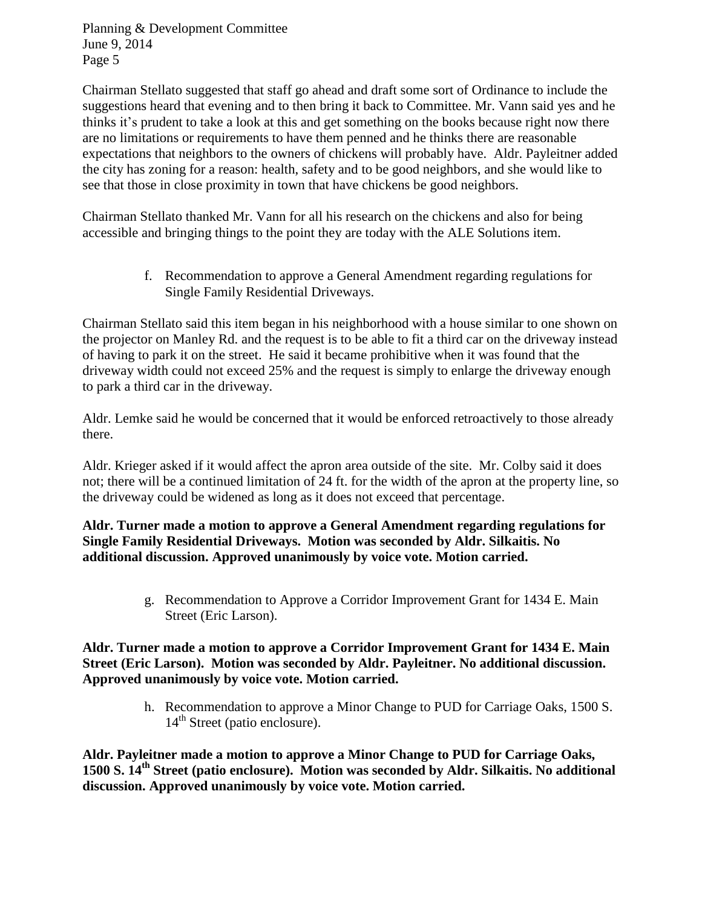Chairman Stellato suggested that staff go ahead and draft some sort of Ordinance to include the suggestions heard that evening and to then bring it back to Committee. Mr. Vann said yes and he thinks it's prudent to take a look at this and get something on the books because right now there are no limitations or requirements to have them penned and he thinks there are reasonable expectations that neighbors to the owners of chickens will probably have. Aldr. Payleitner added the city has zoning for a reason: health, safety and to be good neighbors, and she would like to see that those in close proximity in town that have chickens be good neighbors.

Chairman Stellato thanked Mr. Vann for all his research on the chickens and also for being accessible and bringing things to the point they are today with the ALE Solutions item.

f. Recommendation to approve a General Amendment regarding regulations for Single Family Residential Driveways.

Chairman Stellato said this item began in his neighborhood with a house similar to one shown on the projector on Manley Rd. and the request is to be able to fit a third car on the driveway instead of having to park it on the street. He said it became prohibitive when it was found that the driveway width could not exceed 25% and the request is simply to enlarge the driveway enough to park a third car in the driveway.

Aldr. Lemke said he would be concerned that it would be enforced retroactively to those already there.

Aldr. Krieger asked if it would affect the apron area outside of the site. Mr. Colby said it does not; there will be a continued limitation of 24 ft. for the width of the apron at the property line, so the driveway could be widened as long as it does not exceed that percentage.

**Aldr. Turner made a motion to approve a General Amendment regarding regulations for Single Family Residential Driveways. Motion was seconded by Aldr. Silkaitis. No additional discussion. Approved unanimously by voice vote. Motion carried.**

g. Recommendation to Approve a Corridor Improvement Grant for 1434 E. Main Street (Eric Larson).

**Aldr. Turner made a motion to approve a Corridor Improvement Grant for 1434 E. Main Street (Eric Larson). Motion was seconded by Aldr. Payleitner. No additional discussion. Approved unanimously by voice vote. Motion carried.**

h. Recommendation to approve a Minor Change to PUD for Carriage Oaks, 1500 S. 14th Street (patio enclosure).

**Aldr. Payleitner made a motion to approve a Minor Change to PUD for Carriage Oaks, 1500 S. 14th Street (patio enclosure). Motion was seconded by Aldr. Silkaitis. No additional discussion. Approved unanimously by voice vote. Motion carried.**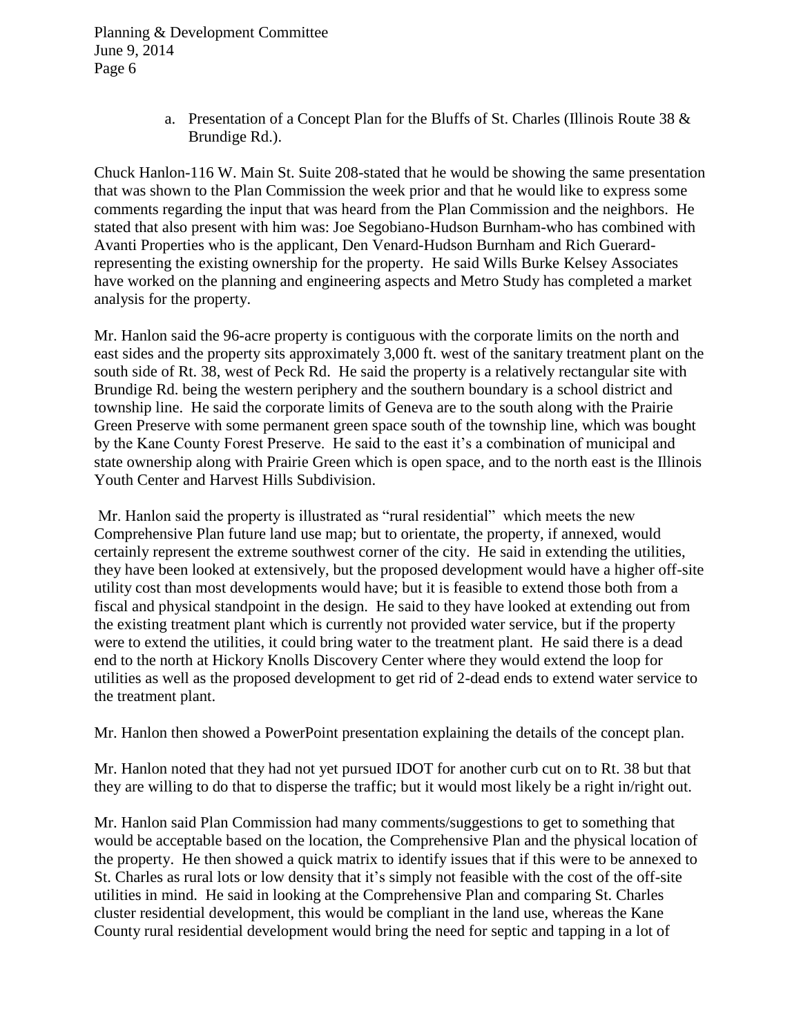a. Presentation of a Concept Plan for the Bluffs of St. Charles (Illinois Route 38 & Brundige Rd.).

Chuck Hanlon-116 W. Main St. Suite 208-stated that he would be showing the same presentation that was shown to the Plan Commission the week prior and that he would like to express some comments regarding the input that was heard from the Plan Commission and the neighbors. He stated that also present with him was: Joe Segobiano-Hudson Burnham-who has combined with Avanti Properties who is the applicant, Den Venard-Hudson Burnham and Rich Guerard-representing the existing ownership for the property. He said Wills Burke Kelsey Associates have worked on the planning and engineering aspects and Metro Study has completed a market analysis for the property.

Mr. Hanlon said the 96-acre property is contiguous with the corporate limits on the north and east sides and the property sits approximately 3,000 ft. west of the sanitary treatment plant on the south side of Rt. 38, west of Peck Rd. He said the property is a relatively rectangular site with Brundige Rd. being the western periphery and the southern boundary is a school district and township line. He said the corporate limits of Geneva are to the south along with the Prairie Green Preserve with some permanent green space south of the township line, which was bought by the Kane County Forest Preserve. He said to the east it's a combination of municipal and state ownership along with Prairie Green which is open space, and to the north east is the Illinois Youth Center and Harvest Hills Subdivision.

Mr. Hanlon said the property is illustrated as "rural residential" which meets the new Comprehensive Plan future land use map; but to orientate, the property, if annexed, would certainly represent the extreme southwest corner of the city. He said in extending the utilities, they have been looked at extensively, but the proposed development would have a higher off-site utility cost than most developments would have; but it is feasible to extend those both from a fiscal and physical standpoint in the design. He said to they have looked at extending out from the existing treatment plant which is currently not provided water service, but if the property were to extend the utilities, it could bring water to the treatment plant. He said there is a dead end to the north at Hickory Knolls Discovery Center where they would extend the loop for utilities as well as the proposed development to get rid of 2-dead ends to extend water service to the treatment plant.

Mr. Hanlon then showed a PowerPoint presentation explaining the details of the concept plan.

Mr. Hanlon noted that they had not yet pursued IDOT for another curb cut on to Rt. 38 but that they are willing to do that to disperse the traffic; but it would most likely be a right in/right out.

Mr. Hanlon said Plan Commission had many comments/suggestions to get to something that would be acceptable based on the location, the Comprehensive Plan and the physical location of the property. He then showed a quick matrix to identify issues that if this were to be annexed to St. Charles as rural lots or low density that it's simply not feasible with the cost of the off-site utilities in mind. He said in looking at the Comprehensive Plan and comparing St. Charles cluster residential development, this would be compliant in the land use, whereas the Kane County rural residential development would bring the need for septic and tapping in a lot of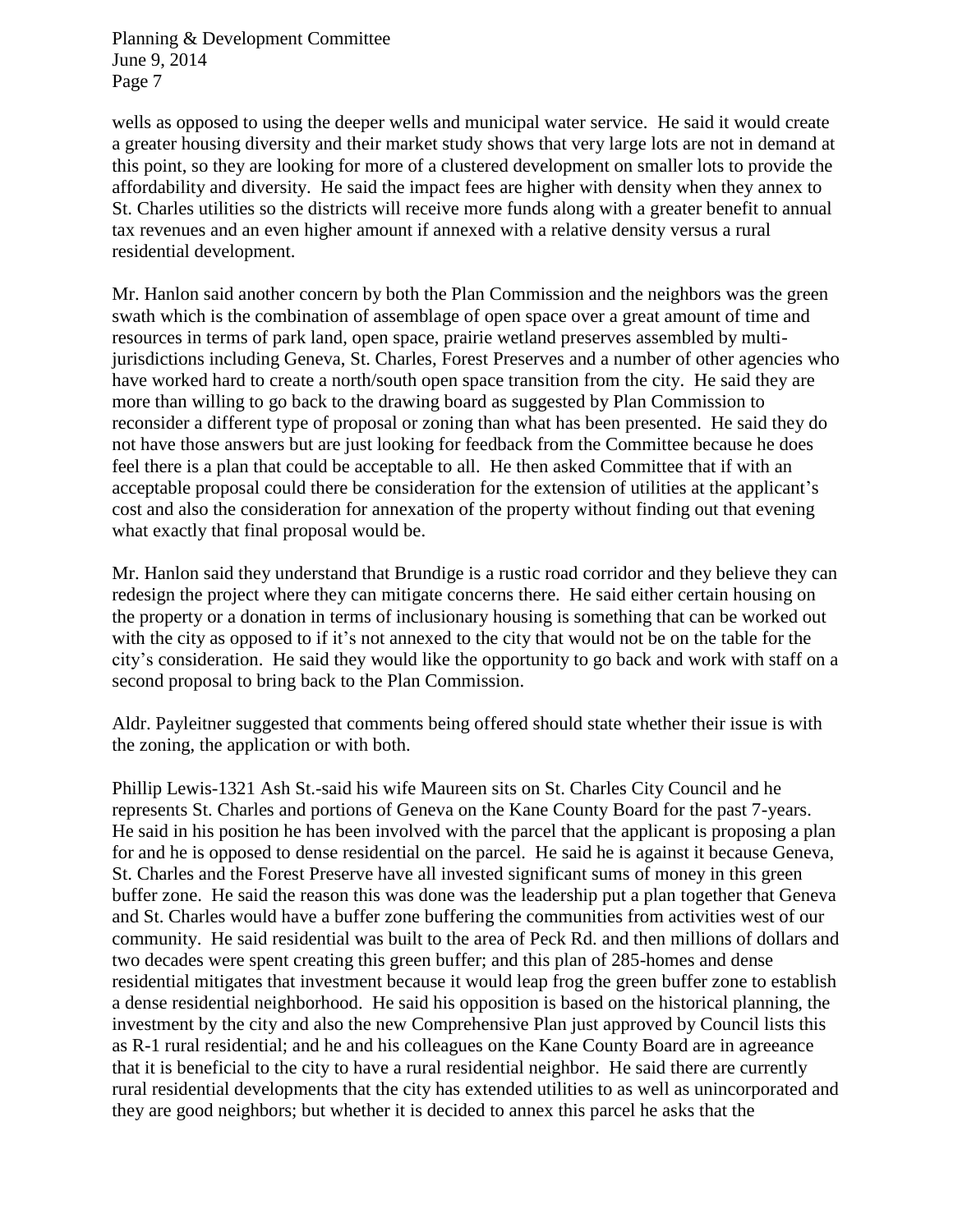wells as opposed to using the deeper wells and municipal water service. He said it would create a greater housing diversity and their market study shows that very large lots are not in demand at this point, so they are looking for more of a clustered development on smaller lots to provide the affordability and diversity. He said the impact fees are higher with density when they annex to St. Charles utilities so the districts will receive more funds along with a greater benefit to annual tax revenues and an even higher amount if annexed with a relative density versus a rural residential development.

Mr. Hanlon said another concern by both the Plan Commission and the neighbors was the green swath which is the combination of assemblage of open space over a great amount of time and resources in terms of park land, open space, prairie wetland preserves assembled by multi-jurisdictions including Geneva, St. Charles, Forest Preserves and a number of other agencies who have worked hard to create a north/south open space transition from the city. He said they are more than willing to go back to the drawing board as suggested by Plan Commission to reconsider a different type of proposal or zoning than what has been presented. He said they do not have those answers but are just looking for feedback from the Committee because he does feel there is a plan that could be acceptable to all. He then asked Committee that if with an acceptable proposal could there be consideration for the extension of utilities at the applicant's cost and also the consideration for annexation of the property without finding out that evening what exactly that final proposal would be.

Mr. Hanlon said they understand that Brundige is a rustic road corridor and they believe they can redesign the project where they can mitigate concerns there. He said either certain housing on the property or a donation in terms of inclusionary housing is something that can be worked out with the city as opposed to if it's not annexed to the city that would not be on the table for the city's consideration. He said they would like the opportunity to go back and work with staff on a second proposal to bring back to the Plan Commission.

Aldr. Payleitner suggested that comments being offered should state whether their issue is with the zoning, the application or with both.

Phillip Lewis-1321 Ash St.-said his wife Maureen sits on St. Charles City Council and he represents St. Charles and portions of Geneva on the Kane County Board for the past 7-years. He said in his position he has been involved with the parcel that the applicant is proposing a plan for and he is opposed to dense residential on the parcel. He said he is against it because Geneva, St. Charles and the Forest Preserve have all invested significant sums of money in this green buffer zone. He said the reason this was done was the leadership put a plan together that Geneva and St. Charles would have a buffer zone buffering the communities from activities west of our community. He said residential was built to the area of Peck Rd. and then millions of dollars and two decades were spent creating this green buffer; and this plan of 285-homes and dense residential mitigates that investment because it would leap frog the green buffer zone to establish a dense residential neighborhood. He said his opposition is based on the historical planning, the investment by the city and also the new Comprehensive Plan just approved by Council lists this as R-1 rural residential; and he and his colleagues on the Kane County Board are in agreeance that it is beneficial to the city to have a rural residential neighbor. He said there are currently rural residential developments that the city has extended utilities to as well as unincorporated and they are good neighbors; but whether it is decided to annex this parcel he asks that the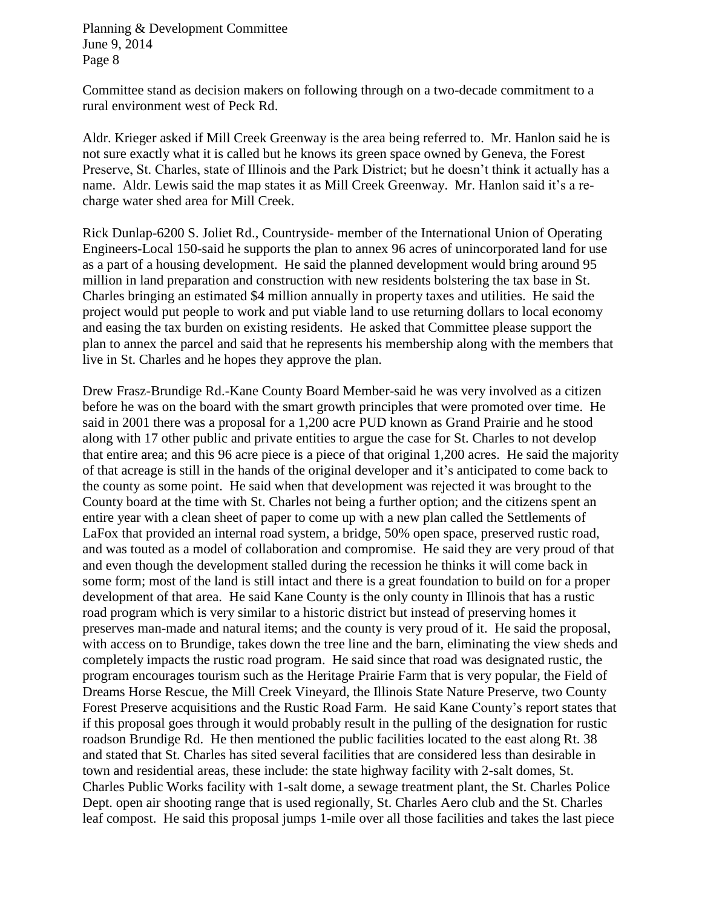Committee stand as decision makers on following through on a two-decade commitment to a rural environment west of Peck Rd.

Aldr. Krieger asked if Mill Creek Greenway is the area being referred to. Mr. Hanlon said he is not sure exactly what it is called but he knows its green space owned by Geneva, the Forest Preserve, St. Charles, state of Illinois and the Park District; but he doesn't think it actually has a name. Aldr. Lewis said the map states it as Mill Creek Greenway. Mr. Hanlon said it's a re-charge water shed area for Mill Creek.

Rick Dunlap-6200 S. Joliet Rd., Countryside- member of the International Union of Operating Engineers-Local 150-said he supports the plan to annex 96 acres of unincorporated land for use as a part of a housing development. He said the planned development would bring around 95 million in land preparation and construction with new residents bolstering the tax base in St. Charles bringing an estimated $4 million annually in property taxes and utilities. He said the project would put people to work and put viable land to use returning dollars to local economy and easing the tax burden on existing residents. He asked that Committee please support the plan to annex the parcel and said that he represents his membership along with the members that live in St. Charles and he hopes they approve the plan.

Drew Frasz-Brundige Rd.-Kane County Board Member-said he was very involved as a citizen before he was on the board with the smart growth principles that were promoted over time. He said in 2001 there was a proposal for a 1,200 acre PUD known as Grand Prairie and he stood along with 17 other public and private entities to argue the case for St. Charles to not develop that entire area; and this 96 acre piece is a piece of that original 1,200 acres. He said the majority of that acreage is still in the hands of the original developer and it's anticipated to come back to the county as some point. He said when that development was rejected it was brought to the County board at the time with St. Charles not being a further option; and the citizens spent an entire year with a clean sheet of paper to come up with a new plan called the Settlements of LaFox that provided an internal road system, a bridge, 50% open space, preserved rustic road, and was touted as a model of collaboration and compromise. He said they are very proud of that and even though the development stalled during the recession he thinks it will come back in some form; most of the land is still intact and there is a great foundation to build on for a proper development of that area. He said Kane County is the only county in Illinois that has a rustic road program which is very similar to a historic district but instead of preserving homes it preserves man-made and natural items; and the county is very proud of it. He said the proposal, with access on to Brundige, takes down the tree line and the barn, eliminating the view sheds and completely impacts the rustic road program. He said since that road was designated rustic, the program encourages tourism such as the Heritage Prairie Farm that is very popular, the Field of Dreams Horse Rescue, the Mill Creek Vineyard, the Illinois State Nature Preserve, two County Forest Preserve acquisitions and the Rustic Road Farm. He said Kane County's report states that if this proposal goes through it would probably result in the pulling of the designation for rustic roadson Brundige Rd. He then mentioned the public facilities located to the east along Rt. 38 and stated that St. Charles has sited several facilities that are considered less than desirable in town and residential areas, these include: the state highway facility with 2-salt domes, St. Charles Public Works facility with 1-salt dome, a sewage treatment plant, the St. Charles Police Dept. open air shooting range that is used regionally, St. Charles Aero club and the St. Charles leaf compost. He said this proposal jumps 1-mile over all those facilities and takes the last piece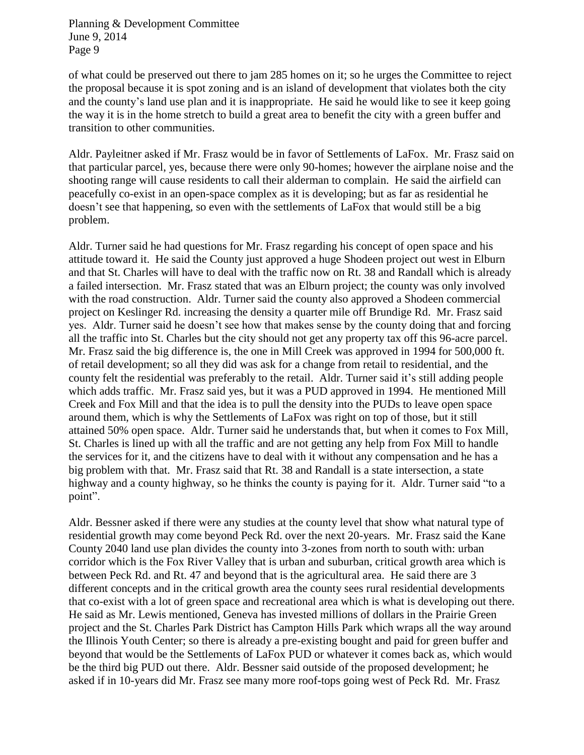of what could be preserved out there to jam 285 homes on it; so he urges the Committee to reject the proposal because it is spot zoning and is an island of development that violates both the city and the county's land use plan and it is inappropriate. He said he would like to see it keep going the way it is in the home stretch to build a great area to benefit the city with a green buffer and transition to other communities.

Aldr. Payleitner asked if Mr. Frasz would be in favor of Settlements of LaFox. Mr. Frasz said on that particular parcel, yes, because there were only 90-homes; however the airplane noise and the shooting range will cause residents to call their alderman to complain. He said the airfield can peacefully co-exist in an open-space complex as it is developing; but as far as residential he doesn't see that happening, so even with the settlements of LaFox that would still be a big problem.

Aldr. Turner said he had questions for Mr. Frasz regarding his concept of open space and his attitude toward it. He said the County just approved a huge Shodeen project out west in Elburn and that St. Charles will have to deal with the traffic now on Rt. 38 and Randall which is already a failed intersection. Mr. Frasz stated that was an Elburn project; the county was only involved with the road construction. Aldr. Turner said the county also approved a Shodeen commercial project on Keslinger Rd. increasing the density a quarter mile off Brundige Rd. Mr. Frasz said yes. Aldr. Turner said he doesn't see how that makes sense by the county doing that and forcing all the traffic into St. Charles but the city should not get any property tax off this 96-acre parcel. Mr. Frasz said the big difference is, the one in Mill Creek was approved in 1994 for 500,000 ft. of retail development; so all they did was ask for a change from retail to residential, and the county felt the residential was preferably to the retail. Aldr. Turner said it's still adding people which adds traffic. Mr. Frasz said yes, but it was a PUD approved in 1994. He mentioned Mill Creek and Fox Mill and that the idea is to pull the density into the PUDs to leave open space around them, which is why the Settlements of LaFox was right on top of those, but it still attained 50% open space. Aldr. Turner said he understands that, but when it comes to Fox Mill, St. Charles is lined up with all the traffic and are not getting any help from Fox Mill to handle the services for it, and the citizens have to deal with it without any compensation and he has a big problem with that. Mr. Frasz said that Rt. 38 and Randall is a state intersection, a state highway and a county highway, so he thinks the county is paying for it. Aldr. Turner said "to a point".

Aldr. Bessner asked if there were any studies at the county level that show what natural type of residential growth may come beyond Peck Rd. over the next 20-years. Mr. Frasz said the Kane County 2040 land use plan divides the county into 3-zones from north to south with: urban corridor which is the Fox River Valley that is urban and suburban, critical growth area which is between Peck Rd. and Rt. 47 and beyond that is the agricultural area. He said there are 3 different concepts and in the critical growth area the county sees rural residential developments that co-exist with a lot of green space and recreational area which is what is developing out there. He said as Mr. Lewis mentioned, Geneva has invested millions of dollars in the Prairie Green project and the St. Charles Park District has Campton Hills Park which wraps all the way around the Illinois Youth Center; so there is already a pre-existing bought and paid for green buffer and beyond that would be the Settlements of LaFox PUD or whatever it comes back as, which would be the third big PUD out there. Aldr. Bessner said outside of the proposed development; he asked if in 10-years did Mr. Frasz see many more roof-tops going west of Peck Rd. Mr. Frasz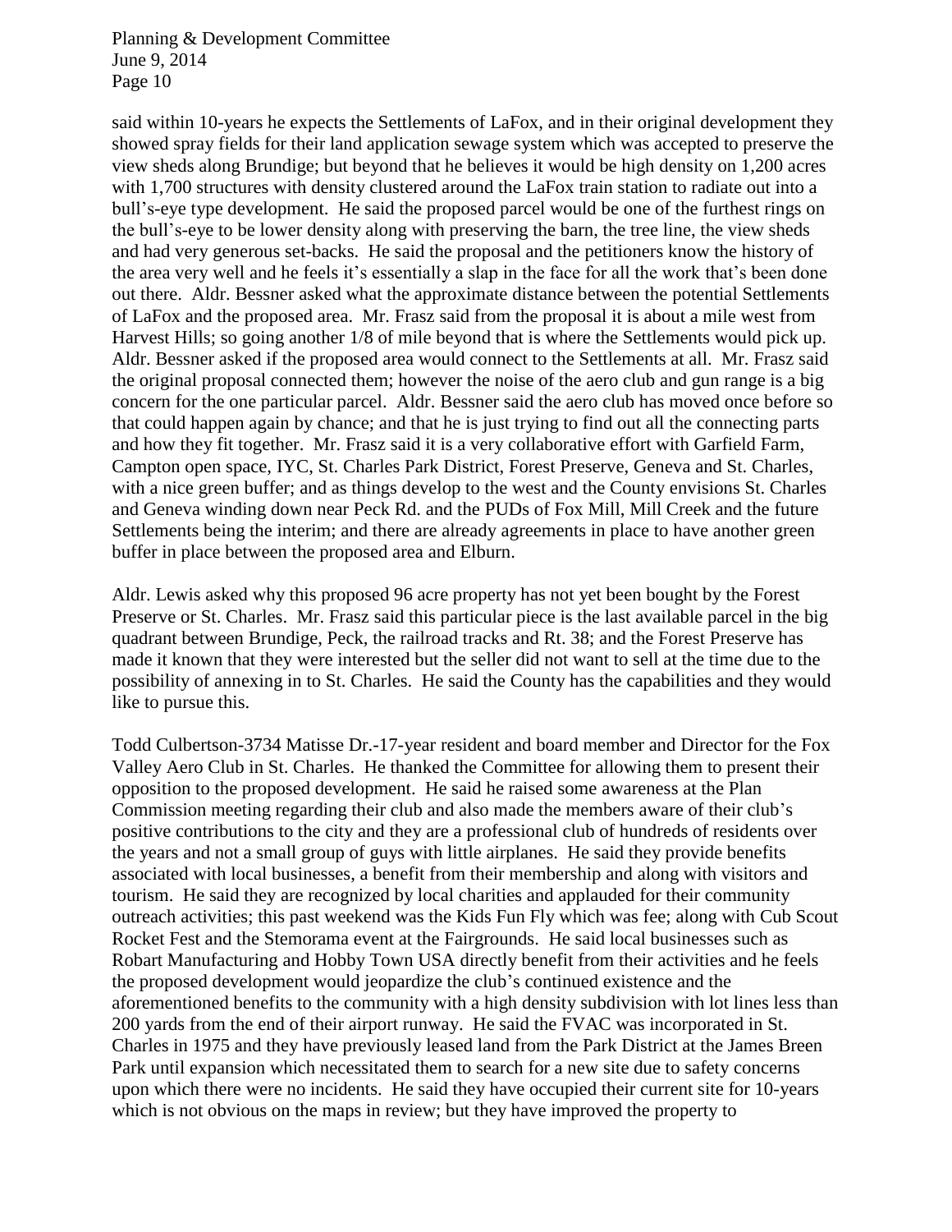said within 10-years he expects the Settlements of LaFox, and in their original development they showed spray fields for their land application sewage system which was accepted to preserve the view sheds along Brundige; but beyond that he believes it would be high density on 1,200 acres with 1,700 structures with density clustered around the LaFox train station to radiate out into a bull's-eye type development. He said the proposed parcel would be one of the furthest rings on the bull's-eye to be lower density along with preserving the barn, the tree line, the view sheds and had very generous set-backs. He said the proposal and the petitioners know the history of the area very well and he feels it's essentially a slap in the face for all the work that's been done out there. Aldr. Bessner asked what the approximate distance between the potential Settlements of LaFox and the proposed area. Mr. Frasz said from the proposal it is about a mile west from Harvest Hills; so going another 1/8 of mile beyond that is where the Settlements would pick up. Aldr. Bessner asked if the proposed area would connect to the Settlements at all. Mr. Frasz said the original proposal connected them; however the noise of the aero club and gun range is a big concern for the one particular parcel. Aldr. Bessner said the aero club has moved once before so that could happen again by chance; and that he is just trying to find out all the connecting parts and how they fit together. Mr. Frasz said it is a very collaborative effort with Garfield Farm, Campton open space, IYC, St. Charles Park District, Forest Preserve, Geneva and St. Charles, with a nice green buffer; and as things develop to the west and the County envisions St. Charles and Geneva winding down near Peck Rd. and the PUDs of Fox Mill, Mill Creek and the future Settlements being the interim; and there are already agreements in place to have another green buffer in place between the proposed area and Elburn.

Aldr. Lewis asked why this proposed 96 acre property has not yet been bought by the Forest Preserve or St. Charles. Mr. Frasz said this particular piece is the last available parcel in the big quadrant between Brundige, Peck, the railroad tracks and Rt. 38; and the Forest Preserve has made it known that they were interested but the seller did not want to sell at the time due to the possibility of annexing in to St. Charles. He said the County has the capabilities and they would like to pursue this.

Todd Culbertson-3734 Matisse Dr.-17-year resident and board member and Director for the Fox Valley Aero Club in St. Charles. He thanked the Committee for allowing them to present their opposition to the proposed development. He said he raised some awareness at the Plan Commission meeting regarding their club and also made the members aware of their club's positive contributions to the city and they are a professional club of hundreds of residents over the years and not a small group of guys with little airplanes. He said they provide benefits associated with local businesses, a benefit from their membership and along with visitors and tourism. He said they are recognized by local charities and applauded for their community outreach activities; this past weekend was the Kids Fun Fly which was fee; along with Cub Scout Rocket Fest and the Stemorama event at the Fairgrounds. He said local businesses such as Robart Manufacturing and Hobby Town USA directly benefit from their activities and he feels the proposed development would jeopardize the club's continued existence and the aforementioned benefits to the community with a high density subdivision with lot lines less than 200 yards from the end of their airport runway. He said the FVAC was incorporated in St. Charles in 1975 and they have previously leased land from the Park District at the James Breen Park until expansion which necessitated them to search for a new site due to safety concerns upon which there were no incidents. He said they have occupied their current site for 10-years which is not obvious on the maps in review; but they have improved the property to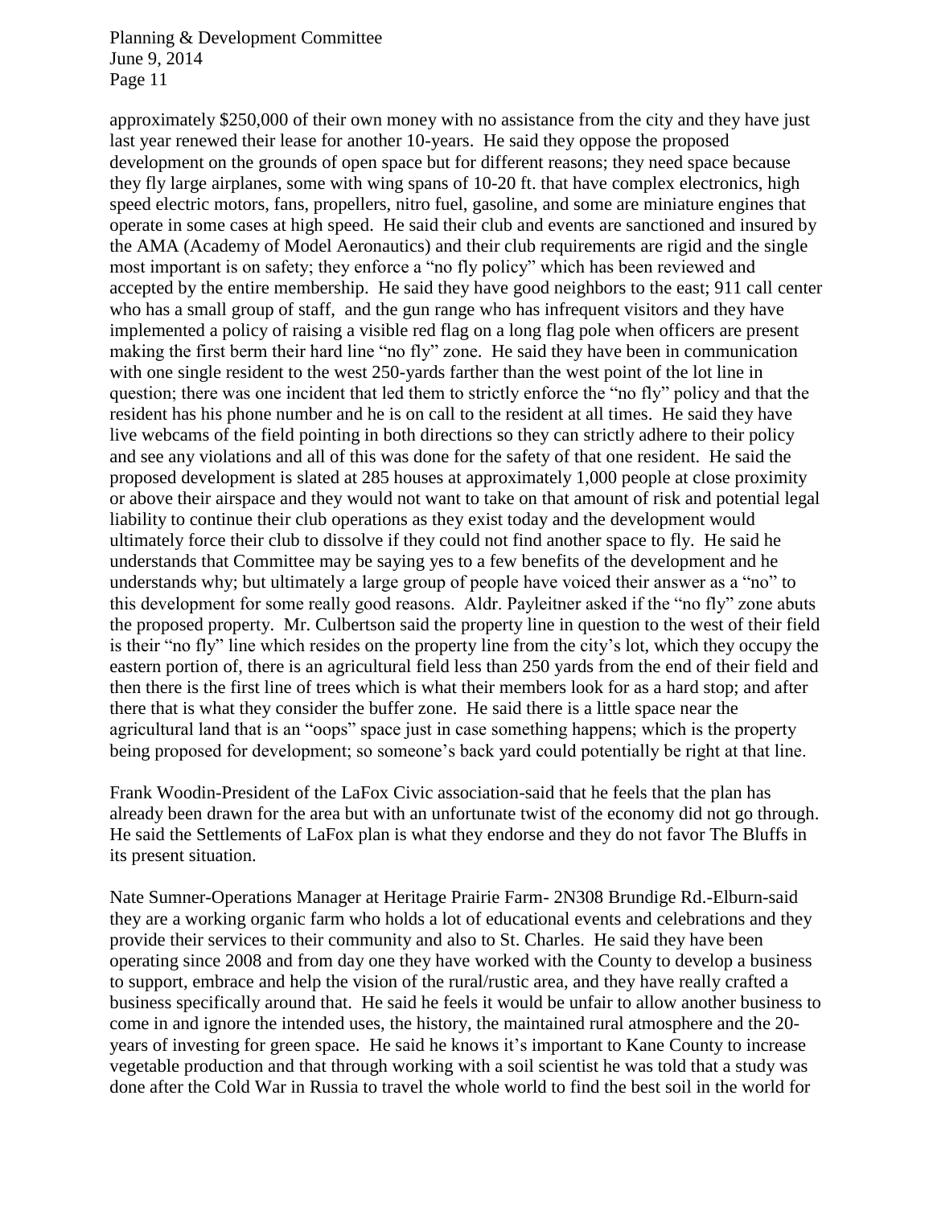approximately $250,000 of their own money with no assistance from the city and they have just last year renewed their lease for another 10-years. He said they oppose the proposed development on the grounds of open space but for different reasons; they need space because they fly large airplanes, some with wing spans of 10-20 ft. that have complex electronics, high speed electric motors, fans, propellers, nitro fuel, gasoline, and some are miniature engines that operate in some cases at high speed. He said their club and events are sanctioned and insured by the AMA (Academy of Model Aeronautics) and their club requirements are rigid and the single most important is on safety; they enforce a "no fly policy" which has been reviewed and accepted by the entire membership. He said they have good neighbors to the east; 911 call center who has a small group of staff, and the gun range who has infrequent visitors and they have implemented a policy of raising a visible red flag on a long flag pole when officers are present making the first berm their hard line "no fly" zone. He said they have been in communication with one single resident to the west 250-yards farther than the west point of the lot line in question; there was one incident that led them to strictly enforce the "no fly" policy and that the resident has his phone number and he is on call to the resident at all times. He said they have live webcams of the field pointing in both directions so they can strictly adhere to their policy and see any violations and all of this was done for the safety of that one resident. He said the proposed development is slated at 285 houses at approximately 1,000 people at close proximity or above their airspace and they would not want to take on that amount of risk and potential legal liability to continue their club operations as they exist today and the development would ultimately force their club to dissolve if they could not find another space to fly. He said he understands that Committee may be saying yes to a few benefits of the development and he understands why; but ultimately a large group of people have voiced their answer as a "no" to this development for some really good reasons. Aldr. Payleitner asked if the "no fly" zone abuts the proposed property. Mr. Culbertson said the property line in question to the west of their field is their "no fly" line which resides on the property line from the city's lot, which they occupy the eastern portion of, there is an agricultural field less than 250 yards from the end of their field and then there is the first line of trees which is what their members look for as a hard stop; and after there that is what they consider the buffer zone. He said there is a little space near the agricultural land that is an "oops" space just in case something happens; which is the property being proposed for development; so someone's back yard could potentially be right at that line.

Frank Woodin-President of the LaFox Civic association-said that he feels that the plan has already been drawn for the area but with an unfortunate twist of the economy did not go through. He said the Settlements of LaFox plan is what they endorse and they do not favor The Bluffs in its present situation.

Nate Sumner-Operations Manager at Heritage Prairie Farm- 2N308 Brundige Rd.-Elburn-said they are a working organic farm who holds a lot of educational events and celebrations and they provide their services to their community and also to St. Charles. He said they have been operating since 2008 and from day one they have worked with the County to develop a business to support, embrace and help the vision of the rural/rustic area, and they have really crafted a business specifically around that. He said he feels it would be unfair to allow another business to come in and ignore the intended uses, the history, the maintained rural atmosphere and the 20-years of investing for green space. He said he knows it's important to Kane County to increase vegetable production and that through working with a soil scientist he was told that a study was done after the Cold War in Russia to travel the whole world to find the best soil in the world for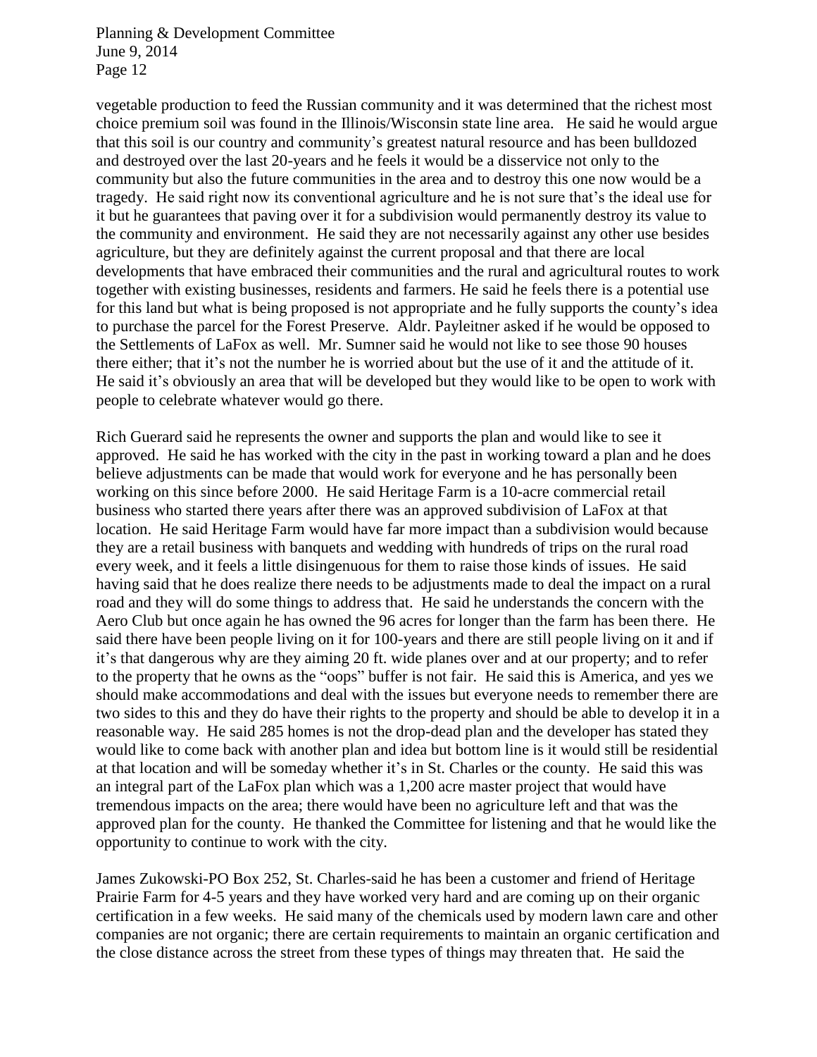vegetable production to feed the Russian community and it was determined that the richest most choice premium soil was found in the Illinois/Wisconsin state line area. He said he would argue that this soil is our country and community's greatest natural resource and has been bulldozed and destroyed over the last 20-years and he feels it would be a disservice not only to the community but also the future communities in the area and to destroy this one now would be a tragedy. He said right now its conventional agriculture and he is not sure that's the ideal use for it but he guarantees that paving over it for a subdivision would permanently destroy its value to the community and environment. He said they are not necessarily against any other use besides agriculture, but they are definitely against the current proposal and that there are local developments that have embraced their communities and the rural and agricultural routes to work together with existing businesses, residents and farmers. He said he feels there is a potential use for this land but what is being proposed is not appropriate and he fully supports the county's idea to purchase the parcel for the Forest Preserve. Aldr. Payleitner asked if he would be opposed to the Settlements of LaFox as well. Mr. Sumner said he would not like to see those 90 houses there either; that it's not the number he is worried about but the use of it and the attitude of it. He said it's obviously an area that will be developed but they would like to be open to work with people to celebrate whatever would go there.

Rich Guerard said he represents the owner and supports the plan and would like to see it approved. He said he has worked with the city in the past in working toward a plan and he does believe adjustments can be made that would work for everyone and he has personally been working on this since before 2000. He said Heritage Farm is a 10-acre commercial retail business who started there years after there was an approved subdivision of LaFox at that location. He said Heritage Farm would have far more impact than a subdivision would because they are a retail business with banquets and wedding with hundreds of trips on the rural road every week, and it feels a little disingenuous for them to raise those kinds of issues. He said having said that he does realize there needs to be adjustments made to deal the impact on a rural road and they will do some things to address that. He said he understands the concern with the Aero Club but once again he has owned the 96 acres for longer than the farm has been there. He said there have been people living on it for 100-years and there are still people living on it and if it's that dangerous why are they aiming 20 ft. wide planes over and at our property; and to refer to the property that he owns as the "oops" buffer is not fair. He said this is America, and yes we should make accommodations and deal with the issues but everyone needs to remember there are two sides to this and they do have their rights to the property and should be able to develop it in a reasonable way. He said 285 homes is not the drop-dead plan and the developer has stated they would like to come back with another plan and idea but bottom line is it would still be residential at that location and will be someday whether it's in St. Charles or the county. He said this was an integral part of the LaFox plan which was a 1,200 acre master project that would have tremendous impacts on the area; there would have been no agriculture left and that was the approved plan for the county. He thanked the Committee for listening and that he would like the opportunity to continue to work with the city.

James Zukowski-PO Box 252, St. Charles-said he has been a customer and friend of Heritage Prairie Farm for 4-5 years and they have worked very hard and are coming up on their organic certification in a few weeks. He said many of the chemicals used by modern lawn care and other companies are not organic; there are certain requirements to maintain an organic certification and the close distance across the street from these types of things may threaten that. He said the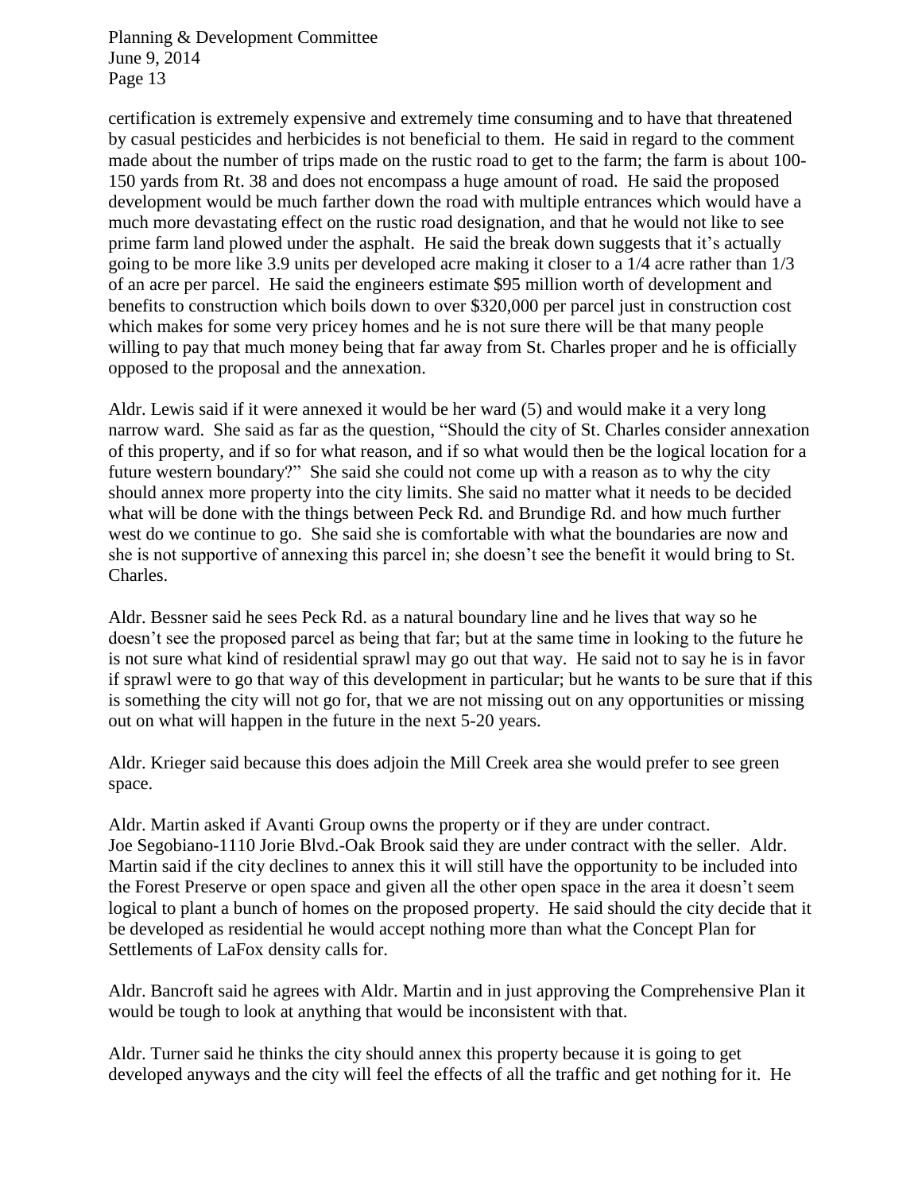certification is extremely expensive and extremely time consuming and to have that threatened by casual pesticides and herbicides is not beneficial to them. He said in regard to the comment made about the number of trips made on the rustic road to get to the farm; the farm is about 100-150 yards from Rt. 38 and does not encompass a huge amount of road. He said the proposed development would be much farther down the road with multiple entrances which would have a much more devastating effect on the rustic road designation, and that he would not like to see prime farm land plowed under the asphalt. He said the break down suggests that it's actually going to be more like 3.9 units per developed acre making it closer to a 1/4 acre rather than 1/3 of an acre per parcel. He said the engineers estimate $95 million worth of development and benefits to construction which boils down to over $320,000 per parcel just in construction cost which makes for some very pricey homes and he is not sure there will be that many people willing to pay that much money being that far away from St. Charles proper and he is officially opposed to the proposal and the annexation.

Aldr. Lewis said if it were annexed it would be her ward (5) and would make it a very long narrow ward. She said as far as the question, "Should the city of St. Charles consider annexation of this property, and if so for what reason, and if so what would then be the logical location for a future western boundary?" She said she could not come up with a reason as to why the city should annex more property into the city limits. She said no matter what it needs to be decided what will be done with the things between Peck Rd. and Brundige Rd. and how much further west do we continue to go. She said she is comfortable with what the boundaries are now and she is not supportive of annexing this parcel in; she doesn't see the benefit it would bring to St. Charles.

Aldr. Bessner said he sees Peck Rd. as a natural boundary line and he lives that way so he doesn't see the proposed parcel as being that far; but at the same time in looking to the future he is not sure what kind of residential sprawl may go out that way. He said not to say he is in favor if sprawl were to go that way of this development in particular; but he wants to be sure that if this is something the city will not go for, that we are not missing out on any opportunities or missing out on what will happen in the future in the next 5-20 years.

Aldr. Krieger said because this does adjoin the Mill Creek area she would prefer to see green space.

Aldr. Martin asked if Avanti Group owns the property or if they are under contract.
Joe Segobiano-1110 Jorie Blvd.-Oak Brook said they are under contract with the seller. Aldr. Martin said if the city declines to annex this it will still have the opportunity to be included into the Forest Preserve or open space and given all the other open space in the area it doesn't seem logical to plant a bunch of homes on the proposed property. He said should the city decide that it be developed as residential he would accept nothing more than what the Concept Plan for Settlements of LaFox density calls for.

Aldr. Bancroft said he agrees with Aldr. Martin and in just approving the Comprehensive Plan it would be tough to look at anything that would be inconsistent with that.

Aldr. Turner said he thinks the city should annex this property because it is going to get developed anyways and the city will feel the effects of all the traffic and get nothing for it. He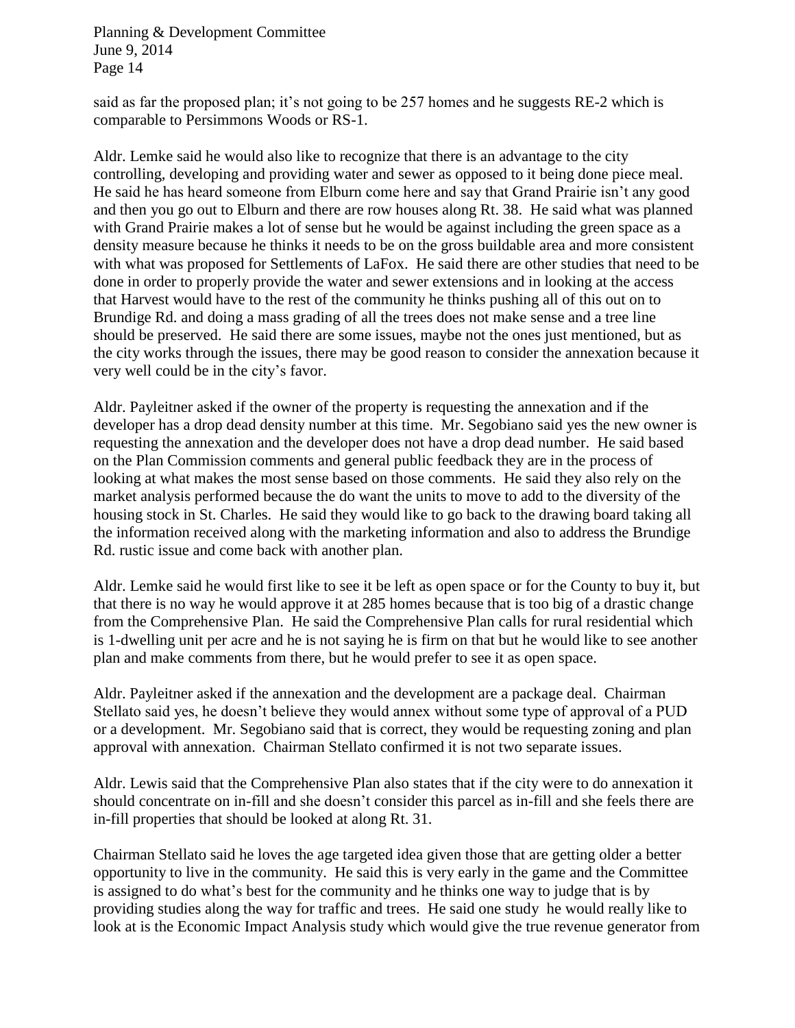said as far the proposed plan; it's not going to be 257 homes and he suggests RE-2 which is comparable to Persimmons Woods or RS-1.

Aldr. Lemke said he would also like to recognize that there is an advantage to the city controlling, developing and providing water and sewer as opposed to it being done piece meal. He said he has heard someone from Elburn come here and say that Grand Prairie isn't any good and then you go out to Elburn and there are row houses along Rt. 38. He said what was planned with Grand Prairie makes a lot of sense but he would be against including the green space as a density measure because he thinks it needs to be on the gross buildable area and more consistent with what was proposed for Settlements of LaFox. He said there are other studies that need to be done in order to properly provide the water and sewer extensions and in looking at the access that Harvest would have to the rest of the community he thinks pushing all of this out on to Brundige Rd. and doing a mass grading of all the trees does not make sense and a tree line should be preserved. He said there are some issues, maybe not the ones just mentioned, but as the city works through the issues, there may be good reason to consider the annexation because it very well could be in the city's favor.

Aldr. Payleitner asked if the owner of the property is requesting the annexation and if the developer has a drop dead density number at this time. Mr. Segobiano said yes the new owner is requesting the annexation and the developer does not have a drop dead number. He said based on the Plan Commission comments and general public feedback they are in the process of looking at what makes the most sense based on those comments. He said they also rely on the market analysis performed because the do want the units to move to add to the diversity of the housing stock in St. Charles. He said they would like to go back to the drawing board taking all the information received along with the marketing information and also to address the Brundige Rd. rustic issue and come back with another plan.

Aldr. Lemke said he would first like to see it be left as open space or for the County to buy it, but that there is no way he would approve it at 285 homes because that is too big of a drastic change from the Comprehensive Plan. He said the Comprehensive Plan calls for rural residential which is 1-dwelling unit per acre and he is not saying he is firm on that but he would like to see another plan and make comments from there, but he would prefer to see it as open space.

Aldr. Payleitner asked if the annexation and the development are a package deal. Chairman Stellato said yes, he doesn't believe they would annex without some type of approval of a PUD or a development. Mr. Segobiano said that is correct, they would be requesting zoning and plan approval with annexation. Chairman Stellato confirmed it is not two separate issues.

Aldr. Lewis said that the Comprehensive Plan also states that if the city were to do annexation it should concentrate on in-fill and she doesn't consider this parcel as in-fill and she feels there are in-fill properties that should be looked at along Rt. 31.

Chairman Stellato said he loves the age targeted idea given those that are getting older a better opportunity to live in the community. He said this is very early in the game and the Committee is assigned to do what's best for the community and he thinks one way to judge that is by providing studies along the way for traffic and trees. He said one study he would really like to look at is the Economic Impact Analysis study which would give the true revenue generator from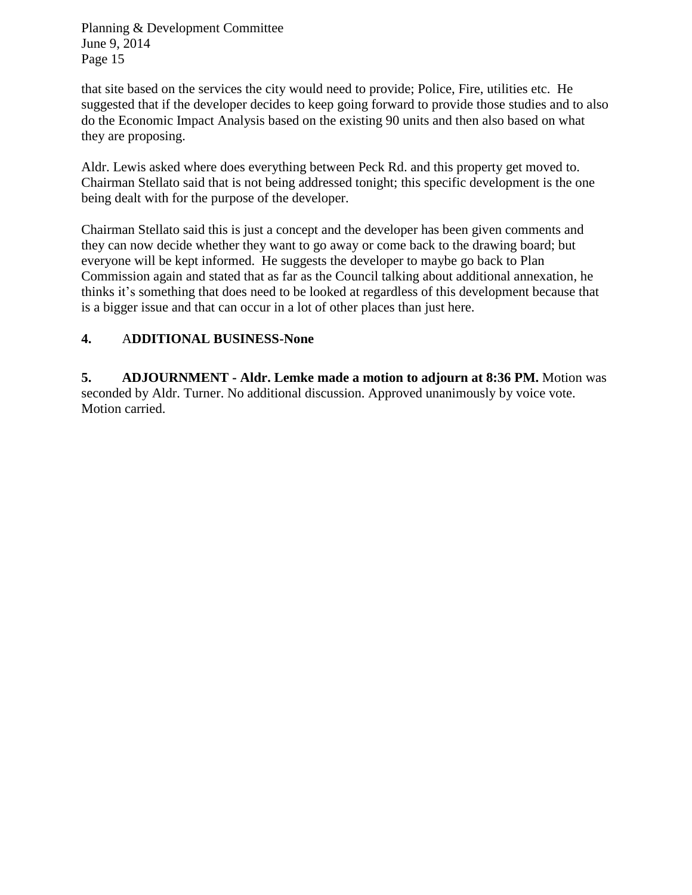that site based on the services the city would need to provide; Police, Fire, utilities etc. He suggested that if the developer decides to keep going forward to provide those studies and to also do the Economic Impact Analysis based on the existing 90 units and then also based on what they are proposing.

Aldr. Lewis asked where does everything between Peck Rd. and this property get moved to. Chairman Stellato said that is not being addressed tonight; this specific development is the one being dealt with for the purpose of the developer.

Chairman Stellato said this is just a concept and the developer has been given comments and they can now decide whether they want to go away or come back to the drawing board; but everyone will be kept informed. He suggests the developer to maybe go back to Plan Commission again and stated that as far as the Council talking about additional annexation, he thinks it's something that does need to be looked at regardless of this development because that is a bigger issue and that can occur in a lot of other places than just here.

**4. ADDITIONAL BUSINESS-None**

**5. ADJOURNMENT - Aldr. Lemke made a motion to adjourn at 8:36 PM.** Motion was seconded by Aldr. Turner. No additional discussion. Approved unanimously by voice vote. Motion carried.